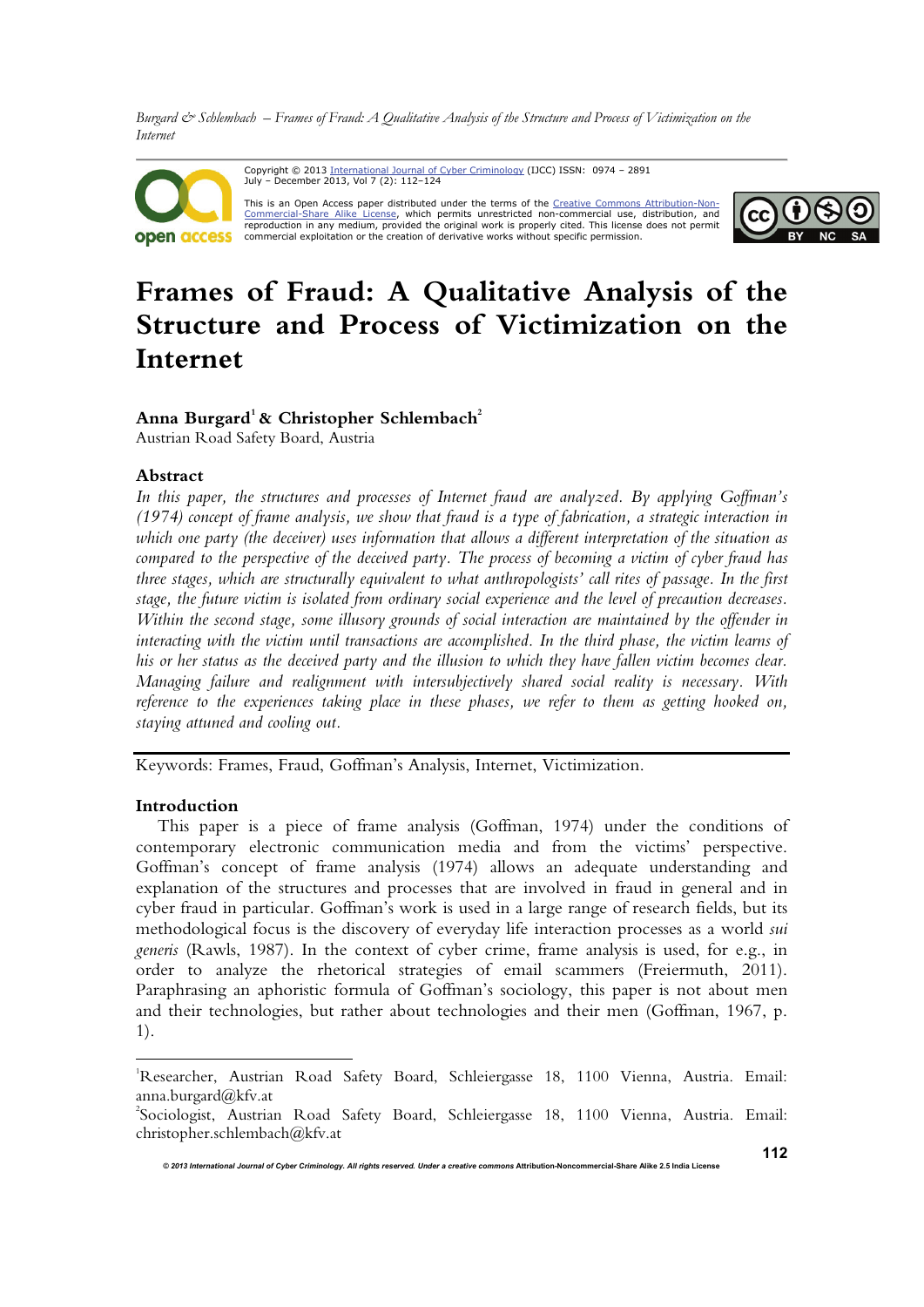Copyright © 2013 International Journal of Cyber Criminology (IJCC) ISSN: 0974 – 2891
July – December 2013, Vol 7 (2): 112–124

This is an Open Access paper distributed under the terms of the Creative Commons Attribution-Non-Commercial-Share Alike License, which permits unrestricted non-commercial use, distribution, and reproduction in any medium, provided the original work is properly cited. This license does not permit commercial exploitation or the creation of derivative works without specific permission.

# Frames of Fraud: A Qualitative Analysis of the Structure and Process of Victimization on the Internet

**Anna Burgard[1] & Christopher Schlembach[2]**
Austrian Road Safety Board, Austria

## Abstract

*In this paper, the structures and processes of Internet fraud are analyzed. By applying Goffman's (1974) concept of frame analysis, we show that fraud is a type of fabrication, a strategic interaction in which one party (the deceiver) uses information that allows a different interpretation of the situation as compared to the perspective of the deceived party. The process of becoming a victim of cyber fraud has three stages, which are structurally equivalent to what anthropologists' call rites of passage. In the first stage, the future victim is isolated from ordinary social experience and the level of precaution decreases. Within the second stage, some illusory grounds of social interaction are maintained by the offender in interacting with the victim until transactions are accomplished. In the third phase, the victim learns of his or her status as the deceived party and the illusion to which they have fallen victim becomes clear. Managing failure and realignment with intersubjectively shared social reality is necessary. With reference to the experiences taking place in these phases, we refer to them as getting hooked on, staying attuned and cooling out.*

---

Keywords: Frames, Fraud, Goffman's Analysis, Internet, Victimization.

## Introduction

This paper is a piece of frame analysis (Goffman, 1974) under the conditions of contemporary electronic communication media and from the victims' perspective. Goffman's concept of frame analysis (1974) allows an adequate understanding and explanation of the structures and processes that are involved in fraud in general and in cyber fraud in particular. Goffman's work is used in a large range of research fields, but its methodological focus is the discovery of everyday life interaction processes as a world *sui generis* (Rawls, 1987). In the context of cyber crime, frame analysis is used, for e.g., in order to analyze the rhetorical strategies of email scammers (Freiermuth, 2011). Paraphrasing an aphoristic formula of Goffman's sociology, this paper is not about men and their technologies, but rather about technologies and their men (Goffman, 1967, p. 1).

---

[1] Researcher, Austrian Road Safety Board, Schleiergasse 18, 1100 Vienna, Austria. Email: anna.burgard@kfv.at

[2] Sociologist, Austrian Road Safety Board, Schleiergasse 18, 1100 Vienna, Austria. Email: christopher.schlembach@kfv.at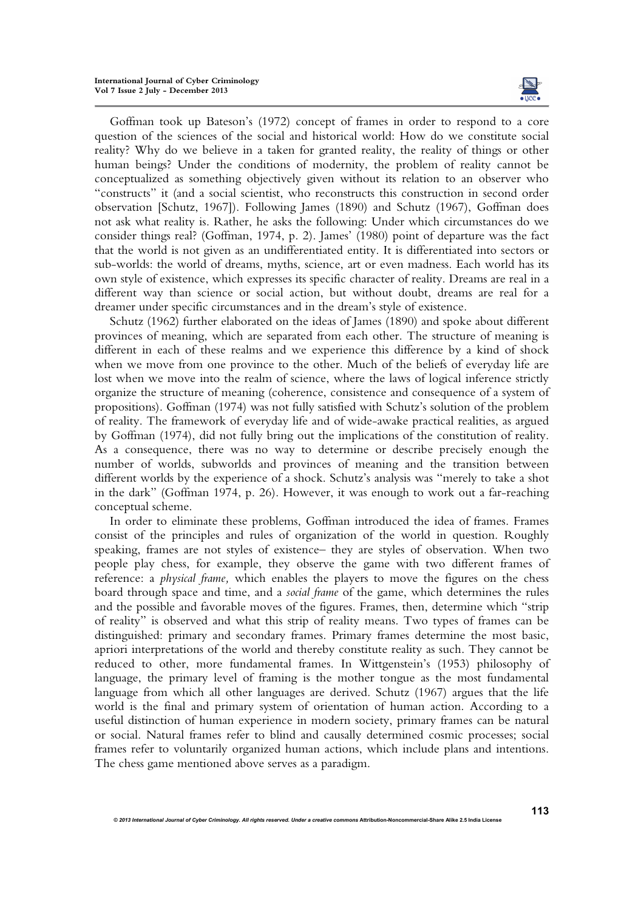Goffman took up Bateson's (1972) concept of frames in order to respond to a core question of the sciences of the social and historical world: How do we constitute social reality? Why do we believe in a taken for granted reality, the reality of things or other human beings? Under the conditions of modernity, the problem of reality cannot be conceptualized as something objectively given without its relation to an observer who "constructs" it (and a social scientist, who reconstructs this construction in second order observation [Schutz, 1967]). Following James (1890) and Schutz (1967), Goffman does not ask what reality is. Rather, he asks the following: Under which circumstances do we consider things real? (Goffman, 1974, p. 2). James' (1980) point of departure was the fact that the world is not given as an undifferentiated entity. It is differentiated into sectors or sub-worlds: the world of dreams, myths, science, art or even madness. Each world has its own style of existence, which expresses its specific character of reality. Dreams are real in a different way than science or social action, but without doubt, dreams are real for a dreamer under specific circumstances and in the dream's style of existence.

Schutz (1962) further elaborated on the ideas of James (1890) and spoke about different provinces of meaning, which are separated from each other. The structure of meaning is different in each of these realms and we experience this difference by a kind of shock when we move from one province to the other. Much of the beliefs of everyday life are lost when we move into the realm of science, where the laws of logical inference strictly organize the structure of meaning (coherence, consistence and consequence of a system of propositions). Goffman (1974) was not fully satisfied with Schutz's solution of the problem of reality. The framework of everyday life and of wide-awake practical realities, as argued by Goffman (1974), did not fully bring out the implications of the constitution of reality. As a consequence, there was no way to determine or describe precisely enough the number of worlds, subworlds and provinces of meaning and the transition between different worlds by the experience of a shock. Schutz's analysis was "merely to take a shot in the dark" (Goffman 1974, p. 26). However, it was enough to work out a far-reaching conceptual scheme.

In order to eliminate these problems, Goffman introduced the idea of frames. Frames consist of the principles and rules of organization of the world in question. Roughly speaking, frames are not styles of existence– they are styles of observation. When two people play chess, for example, they observe the game with two different frames of reference: a *physical frame,* which enables the players to move the figures on the chess board through space and time, and a *social frame* of the game, which determines the rules and the possible and favorable moves of the figures. Frames, then, determine which "strip of reality" is observed and what this strip of reality means. Two types of frames can be distinguished: primary and secondary frames. Primary frames determine the most basic, apriori interpretations of the world and thereby constitute reality as such. They cannot be reduced to other, more fundamental frames. In Wittgenstein's (1953) philosophy of language, the primary level of framing is the mother tongue as the most fundamental language from which all other languages are derived. Schutz (1967) argues that the life world is the final and primary system of orientation of human action. According to a useful distinction of human experience in modern society, primary frames can be natural or social. Natural frames refer to blind and causally determined cosmic processes; social frames refer to voluntarily organized human actions, which include plans and intentions. The chess game mentioned above serves as a paradigm.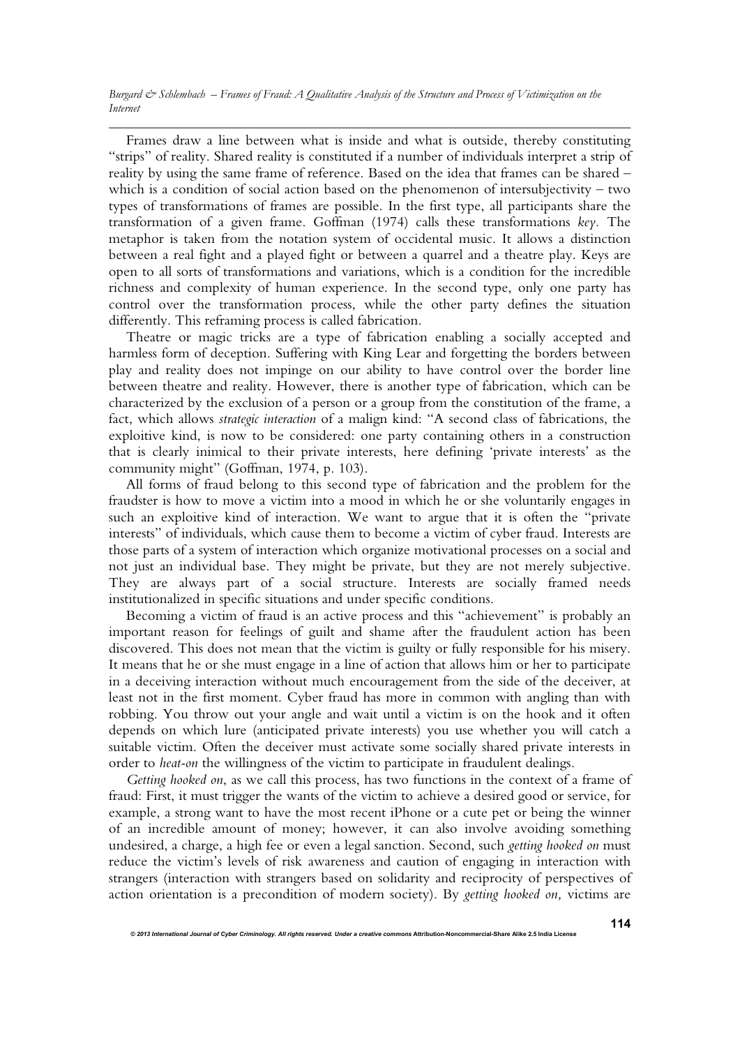Frames draw a line between what is inside and what is outside, thereby constituting "strips" of reality. Shared reality is constituted if a number of individuals interpret a strip of reality by using the same frame of reference. Based on the idea that frames can be shared – which is a condition of social action based on the phenomenon of intersubjectivity – two types of transformations of frames are possible. In the first type, all participants share the transformation of a given frame. Goffman (1974) calls these transformations *key*. The metaphor is taken from the notation system of occidental music. It allows a distinction between a real fight and a played fight or between a quarrel and a theatre play. Keys are open to all sorts of transformations and variations, which is a condition for the incredible richness and complexity of human experience. In the second type, only one party has control over the transformation process, while the other party defines the situation differently. This reframing process is called fabrication.

Theatre or magic tricks are a type of fabrication enabling a socially accepted and harmless form of deception. Suffering with King Lear and forgetting the borders between play and reality does not impinge on our ability to have control over the border line between theatre and reality. However, there is another type of fabrication, which can be characterized by the exclusion of a person or a group from the constitution of the frame, a fact, which allows *strategic interaction* of a malign kind: "A second class of fabrications, the exploitive kind, is now to be considered: one party containing others in a construction that is clearly inimical to their private interests, here defining 'private interests' as the community might" (Goffman, 1974, p. 103).

All forms of fraud belong to this second type of fabrication and the problem for the fraudster is how to move a victim into a mood in which he or she voluntarily engages in such an exploitive kind of interaction. We want to argue that it is often the "private interests" of individuals, which cause them to become a victim of cyber fraud. Interests are those parts of a system of interaction which organize motivational processes on a social and not just an individual base. They might be private, but they are not merely subjective. They are always part of a social structure. Interests are socially framed needs institutionalized in specific situations and under specific conditions.

Becoming a victim of fraud is an active process and this "achievement" is probably an important reason for feelings of guilt and shame after the fraudulent action has been discovered. This does not mean that the victim is guilty or fully responsible for his misery. It means that he or she must engage in a line of action that allows him or her to participate in a deceiving interaction without much encouragement from the side of the deceiver, at least not in the first moment. Cyber fraud has more in common with angling than with robbing. You throw out your angle and wait until a victim is on the hook and it often depends on which lure (anticipated private interests) you use whether you will catch a suitable victim. Often the deceiver must activate some socially shared private interests in order to *heat-on* the willingness of the victim to participate in fraudulent dealings.

*Getting hooked on*, as we call this process, has two functions in the context of a frame of fraud: First, it must trigger the wants of the victim to achieve a desired good or service, for example, a strong want to have the most recent iPhone or a cute pet or being the winner of an incredible amount of money; however, it can also involve avoiding something undesired, a charge, a high fee or even a legal sanction. Second, such *getting hooked on* must reduce the victim's levels of risk awareness and caution of engaging in interaction with strangers (interaction with strangers based on solidarity and reciprocity of perspectives of action orientation is a precondition of modern society). By *getting hooked on,* victims are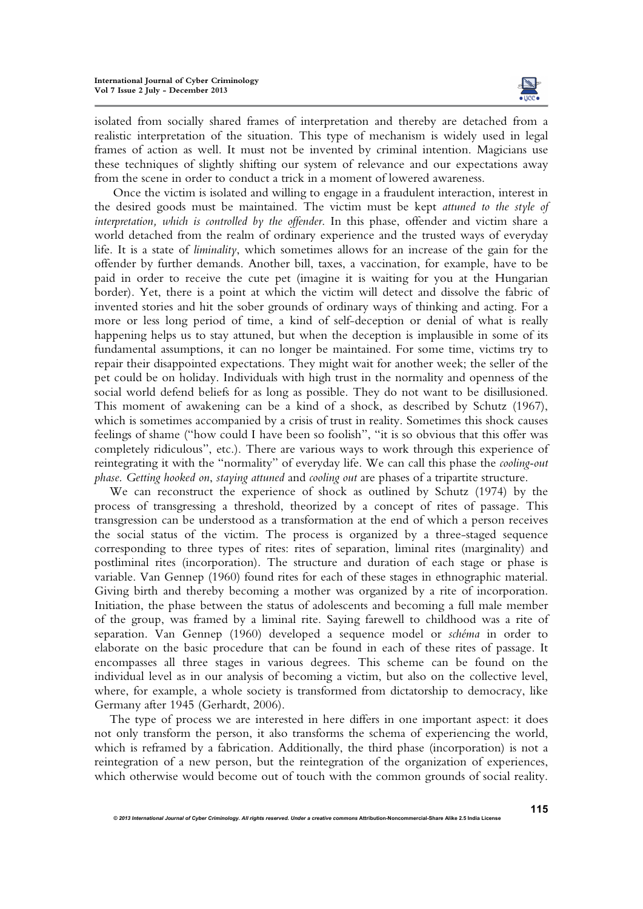isolated from socially shared frames of interpretation and thereby are detached from a realistic interpretation of the situation. This type of mechanism is widely used in legal frames of action as well. It must not be invented by criminal intention. Magicians use these techniques of slightly shifting our system of relevance and our expectations away from the scene in order to conduct a trick in a moment of lowered awareness.

Once the victim is isolated and willing to engage in a fraudulent interaction, interest in the desired goods must be maintained. The victim must be kept *attuned to the style of interpretation, which is controlled by the offender*. In this phase, offender and victim share a world detached from the realm of ordinary experience and the trusted ways of everyday life. It is a state of *liminality*, which sometimes allows for an increase of the gain for the offender by further demands. Another bill, taxes, a vaccination, for example, have to be paid in order to receive the cute pet (imagine it is waiting for you at the Hungarian border). Yet, there is a point at which the victim will detect and dissolve the fabric of invented stories and hit the sober grounds of ordinary ways of thinking and acting. For a more or less long period of time, a kind of self-deception or denial of what is really happening helps us to stay attuned, but when the deception is implausible in some of its fundamental assumptions, it can no longer be maintained. For some time, victims try to repair their disappointed expectations. They might wait for another week; the seller of the pet could be on holiday. Individuals with high trust in the normality and openness of the social world defend beliefs for as long as possible. They do not want to be disillusioned. This moment of awakening can be a kind of a shock, as described by Schutz (1967), which is sometimes accompanied by a crisis of trust in reality. Sometimes this shock causes feelings of shame ("how could I have been so foolish", "it is so obvious that this offer was completely ridiculous", etc.). There are various ways to work through this experience of reintegrating it with the "normality" of everyday life. We can call this phase the *cooling-out phase*. *Getting hooked on*, *staying attuned* and *cooling out* are phases of a tripartite structure.

We can reconstruct the experience of shock as outlined by Schutz (1974) by the process of transgressing a threshold, theorized by a concept of rites of passage. This transgression can be understood as a transformation at the end of which a person receives the social status of the victim. The process is organized by a three-staged sequence corresponding to three types of rites: rites of separation, liminal rites (marginality) and postliminal rites (incorporation). The structure and duration of each stage or phase is variable. Van Gennep (1960) found rites for each of these stages in ethnographic material. Giving birth and thereby becoming a mother was organized by a rite of incorporation. Initiation, the phase between the status of adolescents and becoming a full male member of the group, was framed by a liminal rite. Saying farewell to childhood was a rite of separation. Van Gennep (1960) developed a sequence model or *schéma* in order to elaborate on the basic procedure that can be found in each of these rites of passage. It encompasses all three stages in various degrees. This scheme can be found on the individual level as in our analysis of becoming a victim, but also on the collective level, where, for example, a whole society is transformed from dictatorship to democracy, like Germany after 1945 (Gerhardt, 2006).

The type of process we are interested in here differs in one important aspect: it does not only transform the person, it also transforms the schema of experiencing the world, which is reframed by a fabrication. Additionally, the third phase (incorporation) is not a reintegration of a new person, but the reintegration of the organization of experiences, which otherwise would become out of touch with the common grounds of social reality.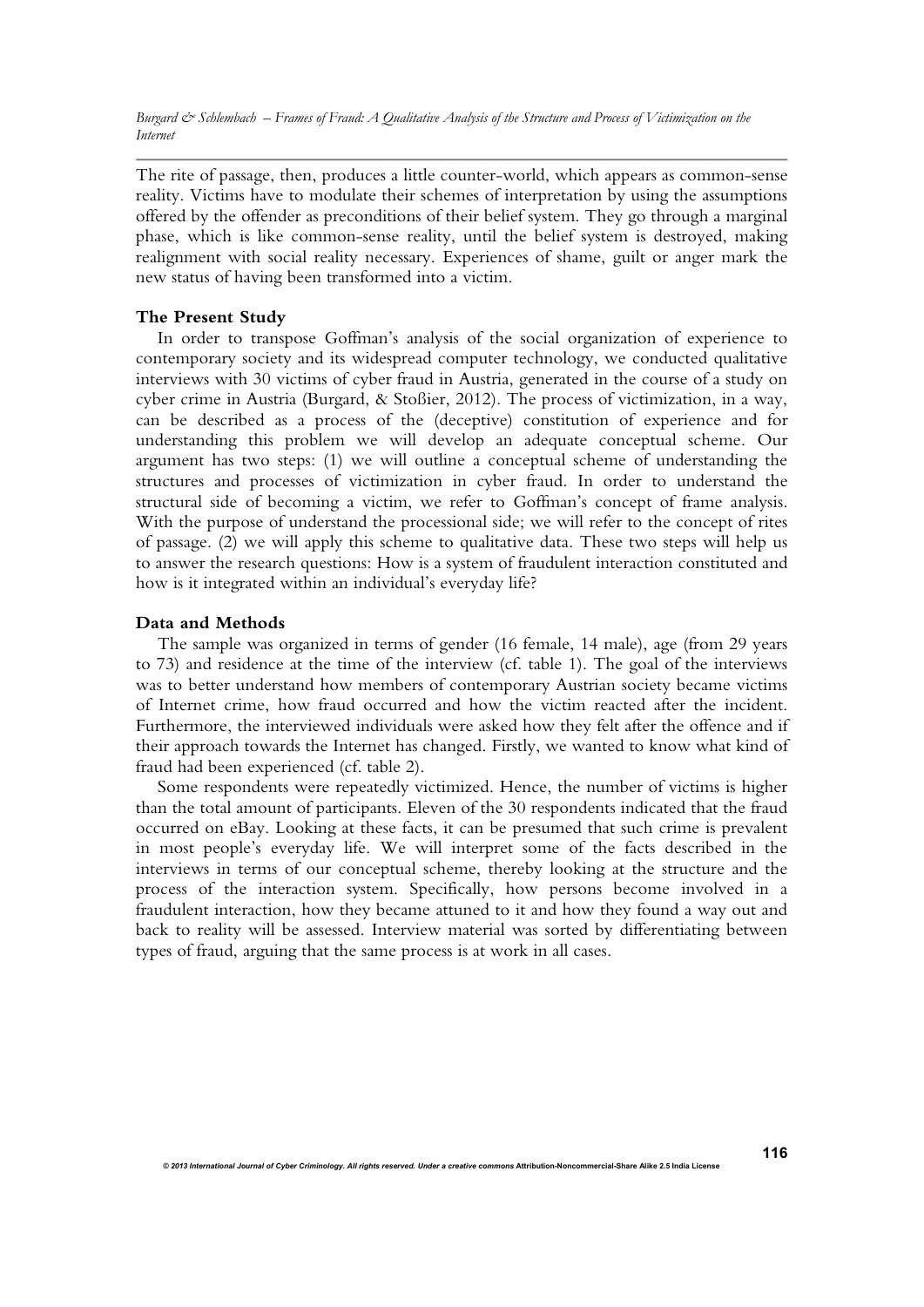The rite of passage, then, produces a little counter-world, which appears as common-sense reality. Victims have to modulate their schemes of interpretation by using the assumptions offered by the offender as preconditions of their belief system. They go through a marginal phase, which is like common-sense reality, until the belief system is destroyed, making realignment with social reality necessary. Experiences of shame, guilt or anger mark the new status of having been transformed into a victim.

## The Present Study

In order to transpose Goffman's analysis of the social organization of experience to contemporary society and its widespread computer technology, we conducted qualitative interviews with 30 victims of cyber fraud in Austria, generated in the course of a study on cyber crime in Austria (Burgard, & Stoßier, 2012). The process of victimization, in a way, can be described as a process of the (deceptive) constitution of experience and for understanding this problem we will develop an adequate conceptual scheme. Our argument has two steps: (1) we will outline a conceptual scheme of understanding the structures and processes of victimization in cyber fraud. In order to understand the structural side of becoming a victim, we refer to Goffman's concept of frame analysis. With the purpose of understand the processional side; we will refer to the concept of rites of passage. (2) we will apply this scheme to qualitative data. These two steps will help us to answer the research questions: How is a system of fraudulent interaction constituted and how is it integrated within an individual's everyday life?

## Data and Methods

The sample was organized in terms of gender (16 female, 14 male), age (from 29 years to 73) and residence at the time of the interview (cf. table 1). The goal of the interviews was to better understand how members of contemporary Austrian society became victims of Internet crime, how fraud occurred and how the victim reacted after the incident. Furthermore, the interviewed individuals were asked how they felt after the offence and if their approach towards the Internet has changed. Firstly, we wanted to know what kind of fraud had been experienced (cf. table 2).

Some respondents were repeatedly victimized. Hence, the number of victims is higher than the total amount of participants. Eleven of the 30 respondents indicated that the fraud occurred on eBay. Looking at these facts, it can be presumed that such crime is prevalent in most people's everyday life. We will interpret some of the facts described in the interviews in terms of our conceptual scheme, thereby looking at the structure and the process of the interaction system. Specifically, how persons become involved in a fraudulent interaction, how they became attuned to it and how they found a way out and back to reality will be assessed. Interview material was sorted by differentiating between types of fraud, arguing that the same process is at work in all cases.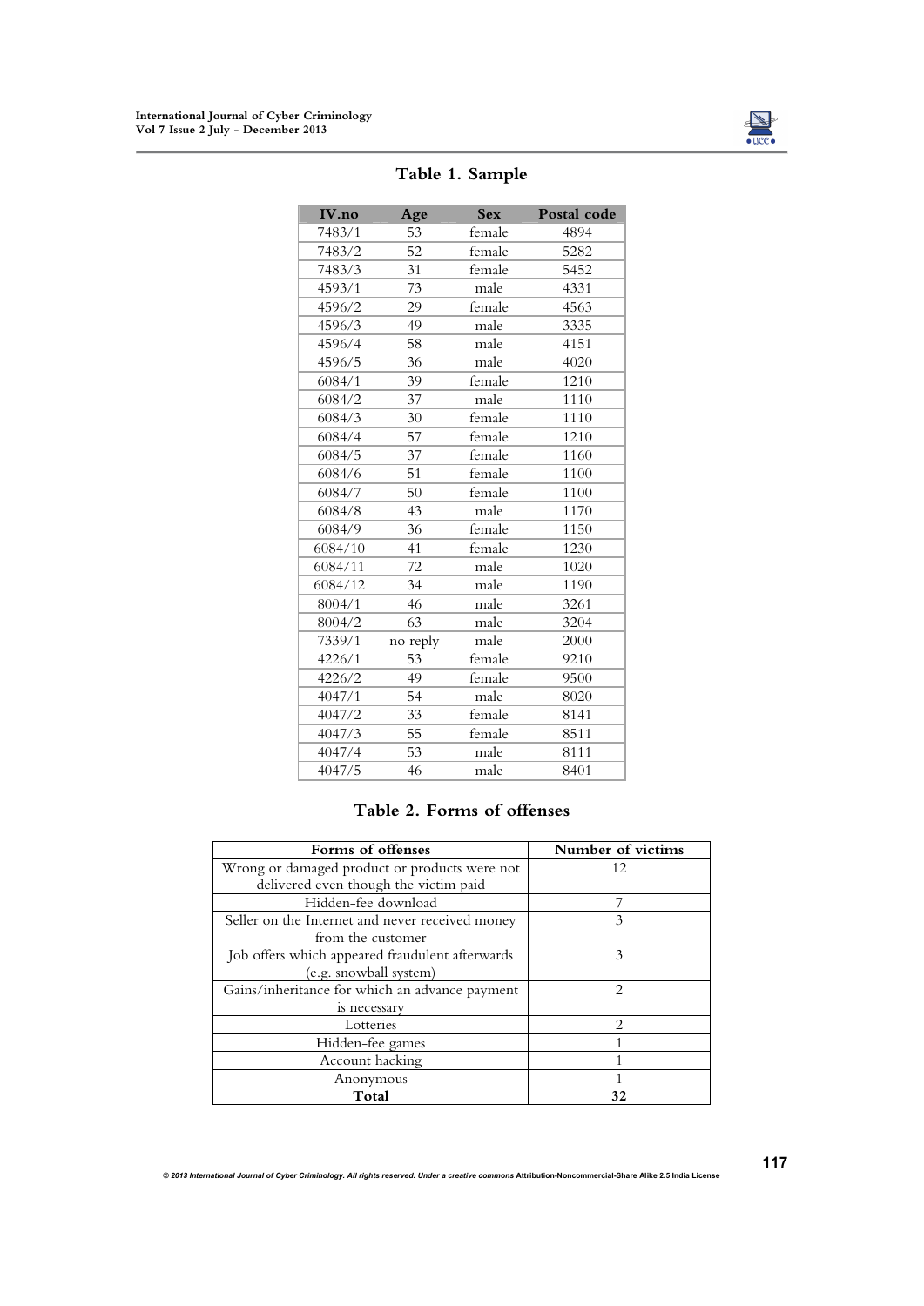## Table 1. Sample

| IV.no | Age | Sex | Postal code |
|---|---|---|---|
| 7483/1 | 53 | female | 4894 |
| 7483/2 | 52 | female | 5282 |
| 7483/3 | 31 | female | 5452 |
| 4593/1 | 73 | male | 4331 |
| 4596/2 | 29 | female | 4563 |
| 4596/3 | 49 | male | 3335 |
| 4596/4 | 58 | male | 4151 |
| 4596/5 | 36 | male | 4020 |
| 6084/1 | 39 | female | 1210 |
| 6084/2 | 37 | male | 1110 |
| 6084/3 | 30 | female | 1110 |
| 6084/4 | 57 | female | 1210 |
| 6084/5 | 37 | female | 1160 |
| 6084/6 | 51 | female | 1100 |
| 6084/7 | 50 | female | 1100 |
| 6084/8 | 43 | male | 1170 |
| 6084/9 | 36 | female | 1150 |
| 6084/10 | 41 | female | 1230 |
| 6084/11 | 72 | male | 1020 |
| 6084/12 | 34 | male | 1190 |
| 8004/1 | 46 | male | 3261 |
| 8004/2 | 63 | male | 3204 |
| 7339/1 | no reply | male | 2000 |
| 4226/1 | 53 | female | 9210 |
| 4226/2 | 49 | female | 9500 |
| 4047/1 | 54 | male | 8020 |
| 4047/2 | 33 | female | 8141 |
| 4047/3 | 55 | female | 8511 |
| 4047/4 | 53 | male | 8111 |
| 4047/5 | 46 | male | 8401 |

## Table 2. Forms of offenses

| Forms of offenses | Number of victims |
|---|---|
| Wrong or damaged product or products were not delivered even though the victim paid | 12 |
| Hidden-fee download | 7 |
| Seller on the Internet and never received money from the customer | 3 |
| Job offers which appeared fraudulent afterwards (e.g. snowball system) | 3 |
| Gains/inheritance for which an advance payment is necessary | 2 |
| Lotteries | 2 |
| Hidden-fee games | 1 |
| Account hacking | 1 |
| Anonymous | 1 |
| **Total** | **32** |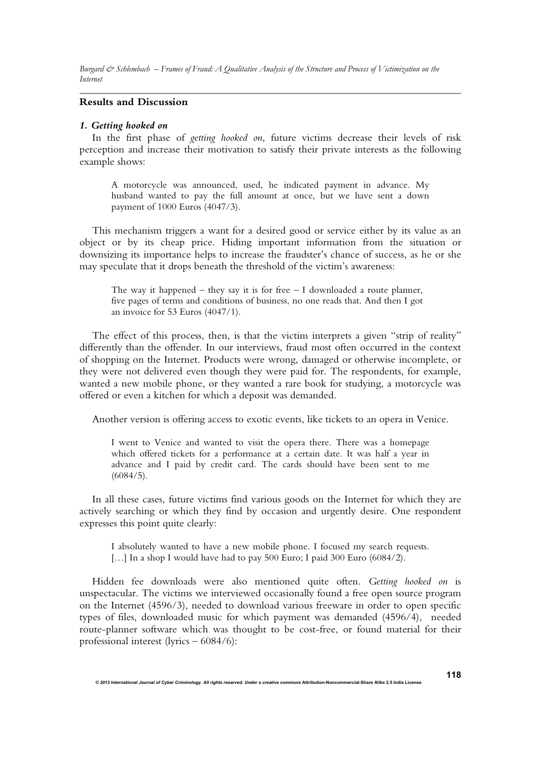## Results and Discussion

### *1. Getting hooked on*

In the first phase of *getting hooked on*, future victims decrease their levels of risk perception and increase their motivation to satisfy their private interests as the following example shows:

> A motorcycle was announced, used, he indicated payment in advance. My husband wanted to pay the full amount at once, but we have sent a down payment of 1000 Euros (4047/3).

This mechanism triggers a want for a desired good or service either by its value as an object or by its cheap price. Hiding important information from the situation or downsizing its importance helps to increase the fraudster's chance of success, as he or she may speculate that it drops beneath the threshold of the victim's awareness:

> The way it happened – they say it is for free – I downloaded a route planner, five pages of terms and conditions of business, no one reads that. And then I got an invoice for 53 Euros (4047/1).

The effect of this process, then, is that the victim interprets a given "strip of reality" differently than the offender. In our interviews, fraud most often occurred in the context of shopping on the Internet. Products were wrong, damaged or otherwise incomplete, or they were not delivered even though they were paid for. The respondents, for example, wanted a new mobile phone, or they wanted a rare book for studying, a motorcycle was offered or even a kitchen for which a deposit was demanded.

Another version is offering access to exotic events, like tickets to an opera in Venice.

> I went to Venice and wanted to visit the opera there. There was a homepage which offered tickets for a performance at a certain date. It was half a year in advance and I paid by credit card. The cards should have been sent to me (6084/5).

In all these cases, future victims find various goods on the Internet for which they are actively searching or which they find by occasion and urgently desire. One respondent expresses this point quite clearly:

> I absolutely wanted to have a new mobile phone. I focused my search requests. [...] In a shop I would have had to pay 500 Euro; I paid 300 Euro (6084/2).

Hidden fee downloads were also mentioned quite often. *Getting hooked on* is unspectacular. The victims we interviewed occasionally found a free open source program on the Internet (4596/3), needed to download various freeware in order to open specific types of files, downloaded music for which payment was demanded (4596/4), needed route-planner software which was thought to be cost-free, or found material for their professional interest (lyrics – 6084/6):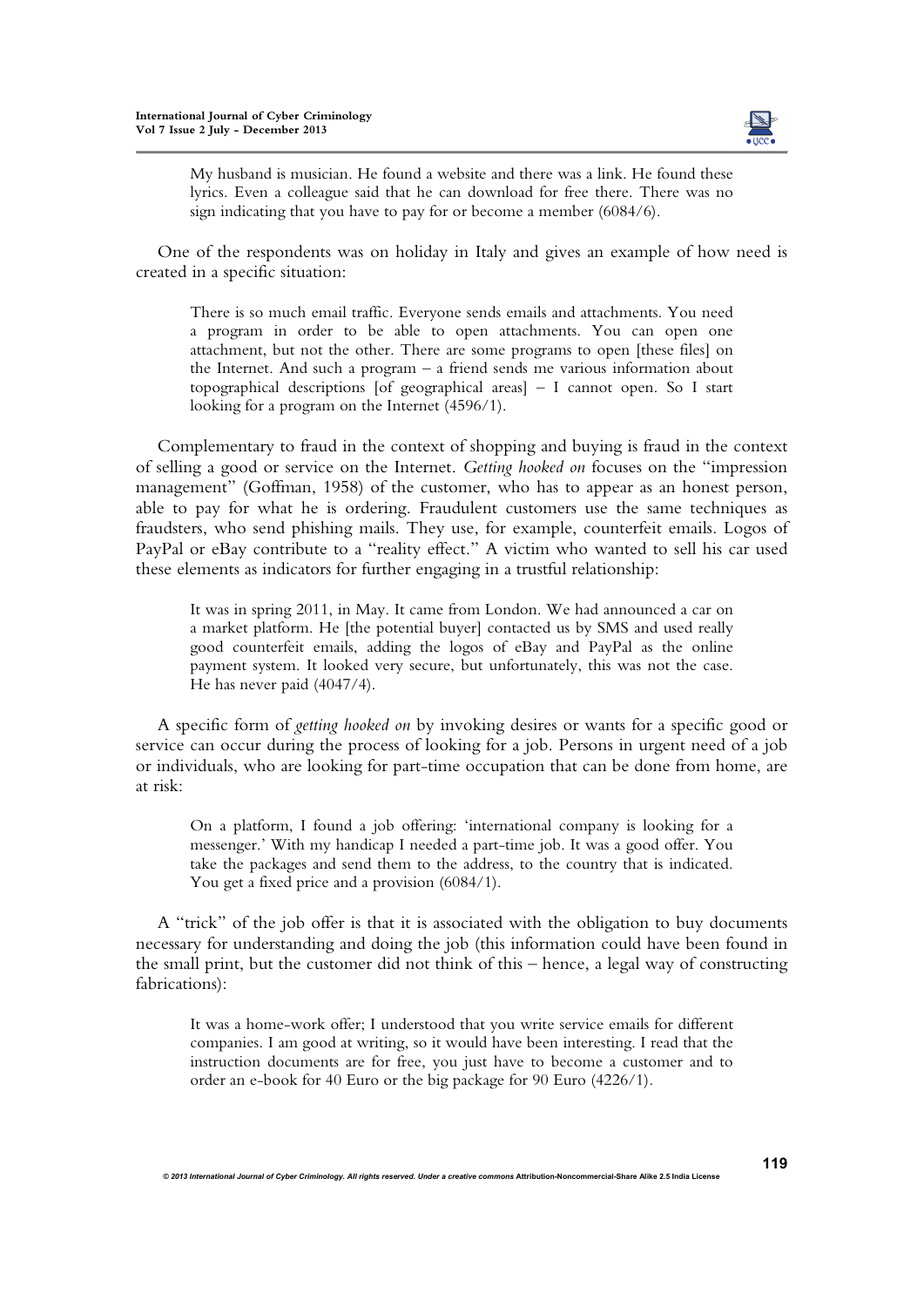> My husband is musician. He found a website and there was a link. He found these lyrics. Even a colleague said that he can download for free there. There was no sign indicating that you have to pay for or become a member (6084/6).

One of the respondents was on holiday in Italy and gives an example of how need is created in a specific situation:

> There is so much email traffic. Everyone sends emails and attachments. You need a program in order to be able to open attachments. You can open one attachment, but not the other. There are some programs to open [these files] on the Internet. And such a program – a friend sends me various information about topographical descriptions [of geographical areas] – I cannot open. So I start looking for a program on the Internet (4596/1).

Complementary to fraud in the context of shopping and buying is fraud in the context of selling a good or service on the Internet. *Getting hooked on* focuses on the "impression management" (Goffman, 1958) of the customer, who has to appear as an honest person, able to pay for what he is ordering. Fraudulent customers use the same techniques as fraudsters, who send phishing mails. They use, for example, counterfeit emails. Logos of PayPal or eBay contribute to a "reality effect." A victim who wanted to sell his car used these elements as indicators for further engaging in a trustful relationship:

> It was in spring 2011, in May. It came from London. We had announced a car on a market platform. He [the potential buyer] contacted us by SMS and used really good counterfeit emails, adding the logos of eBay and PayPal as the online payment system. It looked very secure, but unfortunately, this was not the case. He has never paid (4047/4).

A specific form of *getting hooked on* by invoking desires or wants for a specific good or service can occur during the process of looking for a job. Persons in urgent need of a job or individuals, who are looking for part-time occupation that can be done from home, are at risk:

> On a platform, I found a job offering: 'international company is looking for a messenger.' With my handicap I needed a part-time job. It was a good offer. You take the packages and send them to the address, to the country that is indicated. You get a fixed price and a provision (6084/1).

A "trick" of the job offer is that it is associated with the obligation to buy documents necessary for understanding and doing the job (this information could have been found in the small print, but the customer did not think of this – hence, a legal way of constructing fabrications):

> It was a home-work offer; I understood that you write service emails for different companies. I am good at writing, so it would have been interesting. I read that the instruction documents are for free, you just have to become a customer and to order an e-book for 40 Euro or the big package for 90 Euro (4226/1).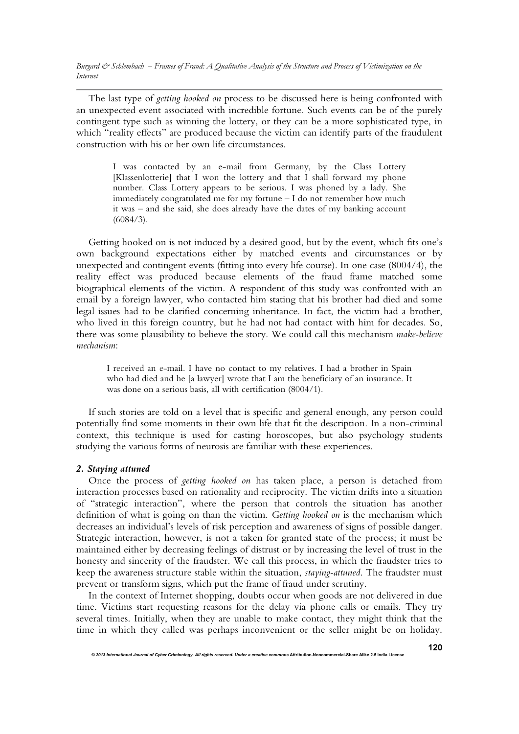The last type of *getting hooked on* process to be discussed here is being confronted with an unexpected event associated with incredible fortune. Such events can be of the purely contingent type such as winning the lottery, or they can be a more sophisticated type, in which "reality effects" are produced because the victim can identify parts of the fraudulent construction with his or her own life circumstances.

> I was contacted by an e-mail from Germany, by the Class Lottery [Klassenlotterie] that I won the lottery and that I shall forward my phone number. Class Lottery appears to be serious. I was phoned by a lady. She immediately congratulated me for my fortune – I do not remember how much it was – and she said, she does already have the dates of my banking account (6084/3).

Getting hooked on is not induced by a desired good, but by the event, which fits one's own background expectations either by matched events and circumstances or by unexpected and contingent events (fitting into every life course). In one case (8004/4), the reality effect was produced because elements of the fraud frame matched some biographical elements of the victim. A respondent of this study was confronted with an email by a foreign lawyer, who contacted him stating that his brother had died and some legal issues had to be clarified concerning inheritance. In fact, the victim had a brother, who lived in this foreign country, but he had not had contact with him for decades. So, there was some plausibility to believe the story. We could call this mechanism *make-believe mechanism*:

> I received an e-mail. I have no contact to my relatives. I had a brother in Spain who had died and he [a lawyer] wrote that I am the beneficiary of an insurance. It was done on a serious basis, all with certification (8004/1).

If such stories are told on a level that is specific and general enough, any person could potentially find some moments in their own life that fit the description. In a non-criminal context, this technique is used for casting horoscopes, but also psychology students studying the various forms of neurosis are familiar with these experiences.

### *2. Staying attuned*

Once the process of *getting hooked on* has taken place, a person is detached from interaction processes based on rationality and reciprocity. The victim drifts into a situation of "strategic interaction", where the person that controls the situation has another definition of what is going on than the victim. *Getting hooked on* is the mechanism which decreases an individual's levels of risk perception and awareness of signs of possible danger. Strategic interaction, however, is not a taken for granted state of the process; it must be maintained either by decreasing feelings of distrust or by increasing the level of trust in the honesty and sincerity of the fraudster. We call this process, in which the fraudster tries to keep the awareness structure stable within the situation, *staying-attuned*. The fraudster must prevent or transform signs, which put the frame of fraud under scrutiny.

In the context of Internet shopping, doubts occur when goods are not delivered in due time. Victims start requesting reasons for the delay via phone calls or emails. They try several times. Initially, when they are unable to make contact, they might think that the time in which they called was perhaps inconvenient or the seller might be on holiday.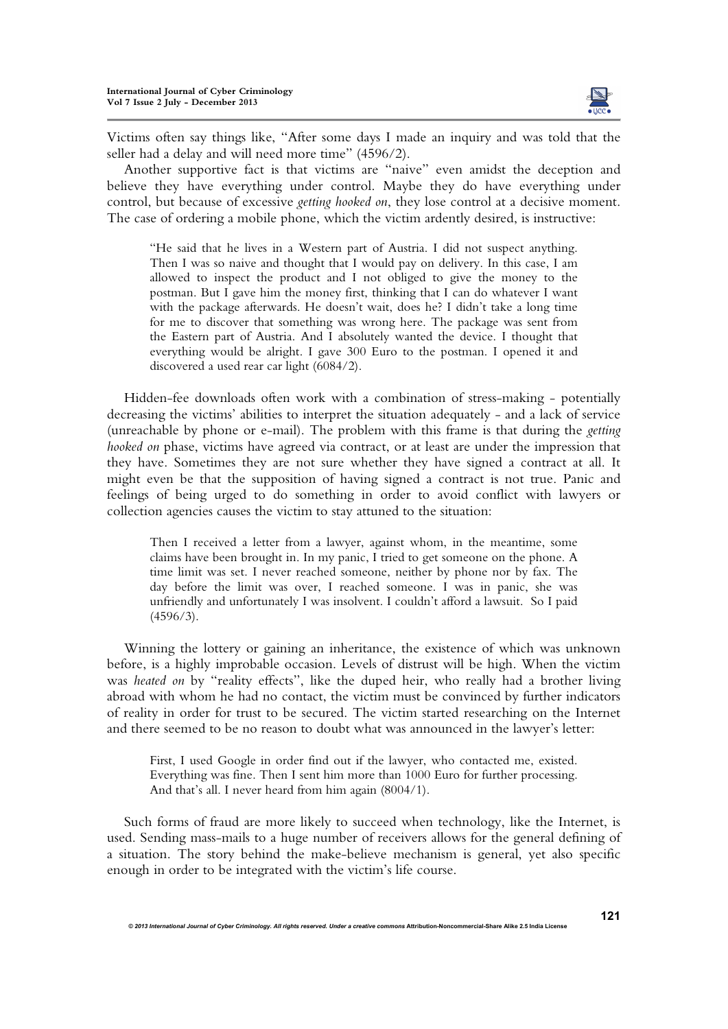Victims often say things like, "After some days I made an inquiry and was told that the seller had a delay and will need more time" (4596/2).

Another supportive fact is that victims are "naive" even amidst the deception and believe they have everything under control. Maybe they do have everything under control, but because of excessive *getting hooked on*, they lose control at a decisive moment. The case of ordering a mobile phone, which the victim ardently desired, is instructive:

> "He said that he lives in a Western part of Austria. I did not suspect anything. Then I was so naive and thought that I would pay on delivery. In this case, I am allowed to inspect the product and I not obliged to give the money to the postman. But I gave him the money first, thinking that I can do whatever I want with the package afterwards. He doesn't wait, does he? I didn't take a long time for me to discover that something was wrong here. The package was sent from the Eastern part of Austria. And I absolutely wanted the device. I thought that everything would be alright. I gave 300 Euro to the postman. I opened it and discovered a used rear car light (6084/2).

Hidden-fee downloads often work with a combination of stress-making - potentially decreasing the victims' abilities to interpret the situation adequately - and a lack of service (unreachable by phone or e-mail). The problem with this frame is that during the *getting hooked on* phase, victims have agreed via contract, or at least are under the impression that they have. Sometimes they are not sure whether they have signed a contract at all. It might even be that the supposition of having signed a contract is not true. Panic and feelings of being urged to do something in order to avoid conflict with lawyers or collection agencies causes the victim to stay attuned to the situation:

> Then I received a letter from a lawyer, against whom, in the meantime, some claims have been brought in. In my panic, I tried to get someone on the phone. A time limit was set. I never reached someone, neither by phone nor by fax. The day before the limit was over, I reached someone. I was in panic, she was unfriendly and unfortunately I was insolvent. I couldn't afford a lawsuit. So I paid (4596/3).

Winning the lottery or gaining an inheritance, the existence of which was unknown before, is a highly improbable occasion. Levels of distrust will be high. When the victim was *heated on* by "reality effects", like the duped heir, who really had a brother living abroad with whom he had no contact, the victim must be convinced by further indicators of reality in order for trust to be secured. The victim started researching on the Internet and there seemed to be no reason to doubt what was announced in the lawyer's letter:

> First, I used Google in order find out if the lawyer, who contacted me, existed. Everything was fine. Then I sent him more than 1000 Euro for further processing. And that's all. I never heard from him again (8004/1).

Such forms of fraud are more likely to succeed when technology, like the Internet, is used. Sending mass-mails to a huge number of receivers allows for the general defining of a situation. The story behind the make-believe mechanism is general, yet also specific enough in order to be integrated with the victim's life course.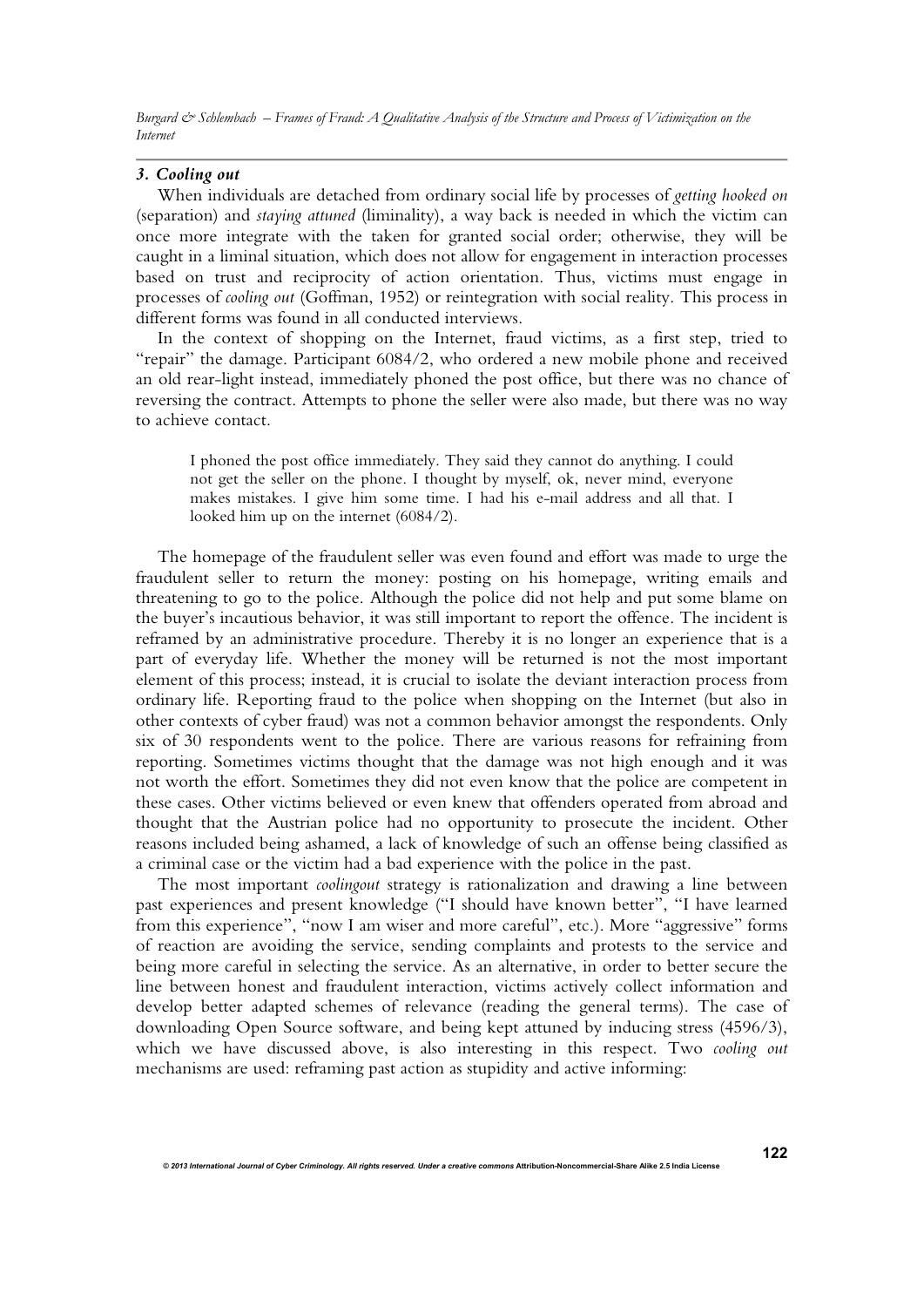### *3. Cooling out*

When individuals are detached from ordinary social life by processes of *getting hooked on* (separation) and *staying attuned* (liminality), a way back is needed in which the victim can once more integrate with the taken for granted social order; otherwise, they will be caught in a liminal situation, which does not allow for engagement in interaction processes based on trust and reciprocity of action orientation. Thus, victims must engage in processes of *cooling out* (Goffman, 1952) or reintegration with social reality. This process in different forms was found in all conducted interviews.

In the context of shopping on the Internet, fraud victims, as a first step, tried to "repair" the damage. Participant 6084/2, who ordered a new mobile phone and received an old rear-light instead, immediately phoned the post office, but there was no chance of reversing the contract. Attempts to phone the seller were also made, but there was no way to achieve contact.

> I phoned the post office immediately. They said they cannot do anything. I could not get the seller on the phone. I thought by myself, ok, never mind, everyone makes mistakes. I give him some time. I had his e-mail address and all that. I looked him up on the internet (6084/2).

The homepage of the fraudulent seller was even found and effort was made to urge the fraudulent seller to return the money: posting on his homepage, writing emails and threatening to go to the police. Although the police did not help and put some blame on the buyer's incautious behavior, it was still important to report the offence. The incident is reframed by an administrative procedure. Thereby it is no longer an experience that is a part of everyday life. Whether the money will be returned is not the most important element of this process; instead, it is crucial to isolate the deviant interaction process from ordinary life. Reporting fraud to the police when shopping on the Internet (but also in other contexts of cyber fraud) was not a common behavior amongst the respondents. Only six of 30 respondents went to the police. There are various reasons for refraining from reporting. Sometimes victims thought that the damage was not high enough and it was not worth the effort. Sometimes they did not even know that the police are competent in these cases. Other victims believed or even knew that offenders operated from abroad and thought that the Austrian police had no opportunity to prosecute the incident. Other reasons included being ashamed, a lack of knowledge of such an offense being classified as a criminal case or the victim had a bad experience with the police in the past.

The most important *coolingout* strategy is rationalization and drawing a line between past experiences and present knowledge ("I should have known better", "I have learned from this experience", "now I am wiser and more careful", etc.). More "aggressive" forms of reaction are avoiding the service, sending complaints and protests to the service and being more careful in selecting the service. As an alternative, in order to better secure the line between honest and fraudulent interaction, victims actively collect information and develop better adapted schemes of relevance (reading the general terms). The case of downloading Open Source software, and being kept attuned by inducing stress (4596/3), which we have discussed above, is also interesting in this respect. Two *cooling out* mechanisms are used: reframing past action as stupidity and active informing: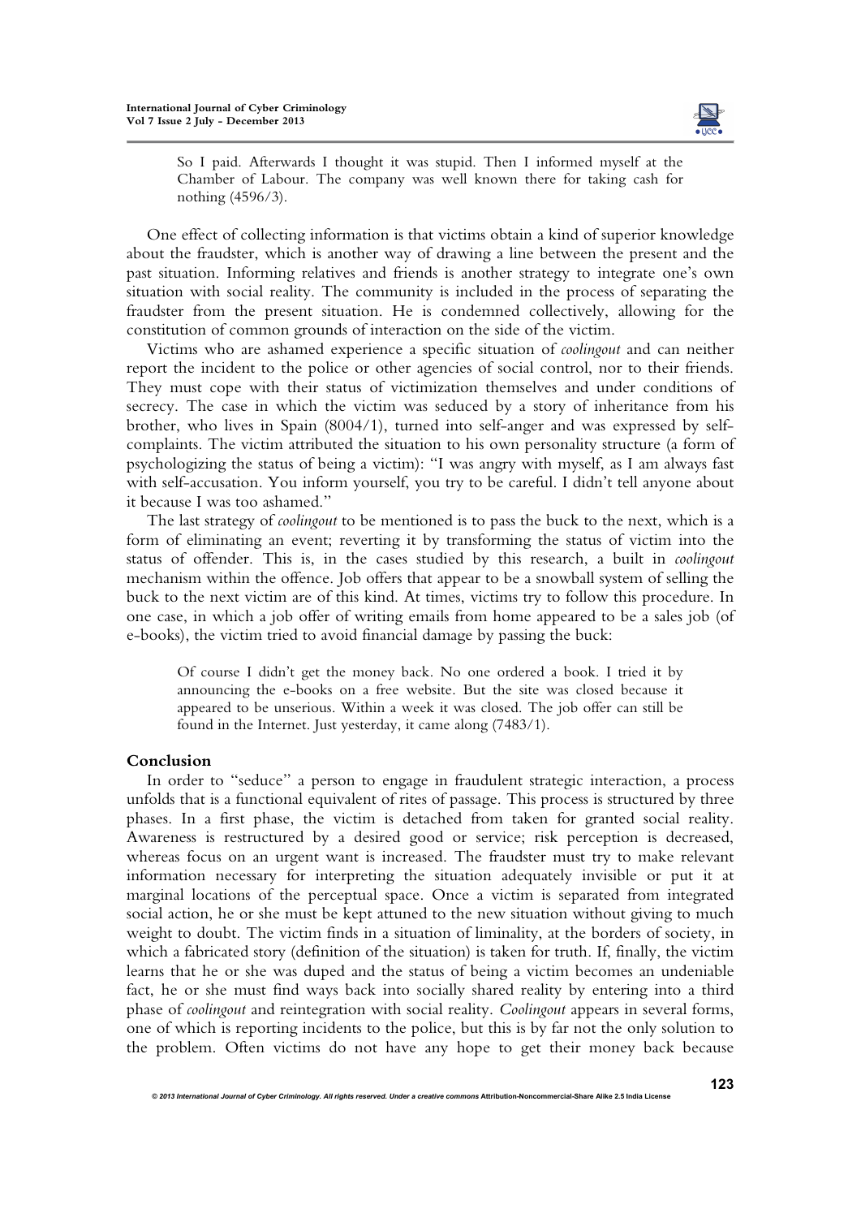> So I paid. Afterwards I thought it was stupid. Then I informed myself at the Chamber of Labour. The company was well known there for taking cash for nothing (4596/3).

One effect of collecting information is that victims obtain a kind of superior knowledge about the fraudster, which is another way of drawing a line between the present and the past situation. Informing relatives and friends is another strategy to integrate one's own situation with social reality. The community is included in the process of separating the fraudster from the present situation. He is condemned collectively, allowing for the constitution of common grounds of interaction on the side of the victim.

Victims who are ashamed experience a specific situation of *coolingout* and can neither report the incident to the police or other agencies of social control, nor to their friends. They must cope with their status of victimization themselves and under conditions of secrecy. The case in which the victim was seduced by a story of inheritance from his brother, who lives in Spain (8004/1), turned into self-anger and was expressed by self-complaints. The victim attributed the situation to his own personality structure (a form of psychologizing the status of being a victim): "I was angry with myself, as I am always fast with self-accusation. You inform yourself, you try to be careful. I didn't tell anyone about it because I was too ashamed."

The last strategy of *coolingout* to be mentioned is to pass the buck to the next, which is a form of eliminating an event; reverting it by transforming the status of victim into the status of offender. This is, in the cases studied by this research, a built in *coolingout* mechanism within the offence. Job offers that appear to be a snowball system of selling the buck to the next victim are of this kind. At times, victims try to follow this procedure. In one case, in which a job offer of writing emails from home appeared to be a sales job (of e-books), the victim tried to avoid financial damage by passing the buck:

> Of course I didn't get the money back. No one ordered a book. I tried it by announcing the e-books on a free website. But the site was closed because it appeared to be unserious. Within a week it was closed. The job offer can still be found in the Internet. Just yesterday, it came along (7483/1).

## Conclusion

In order to "seduce" a person to engage in fraudulent strategic interaction, a process unfolds that is a functional equivalent of rites of passage. This process is structured by three phases. In a first phase, the victim is detached from taken for granted social reality. Awareness is restructured by a desired good or service; risk perception is decreased, whereas focus on an urgent want is increased. The fraudster must try to make relevant information necessary for interpreting the situation adequately invisible or put it at marginal locations of the perceptual space. Once a victim is separated from integrated social action, he or she must be kept attuned to the new situation without giving to much weight to doubt. The victim finds in a situation of liminality, at the borders of society, in which a fabricated story (definition of the situation) is taken for truth. If, finally, the victim learns that he or she was duped and the status of being a victim becomes an undeniable fact, he or she must find ways back into socially shared reality by entering into a third phase of *coolingout* and reintegration with social reality. *Coolingout* appears in several forms, one of which is reporting incidents to the police, but this is by far not the only solution to the problem. Often victims do not have any hope to get their money back because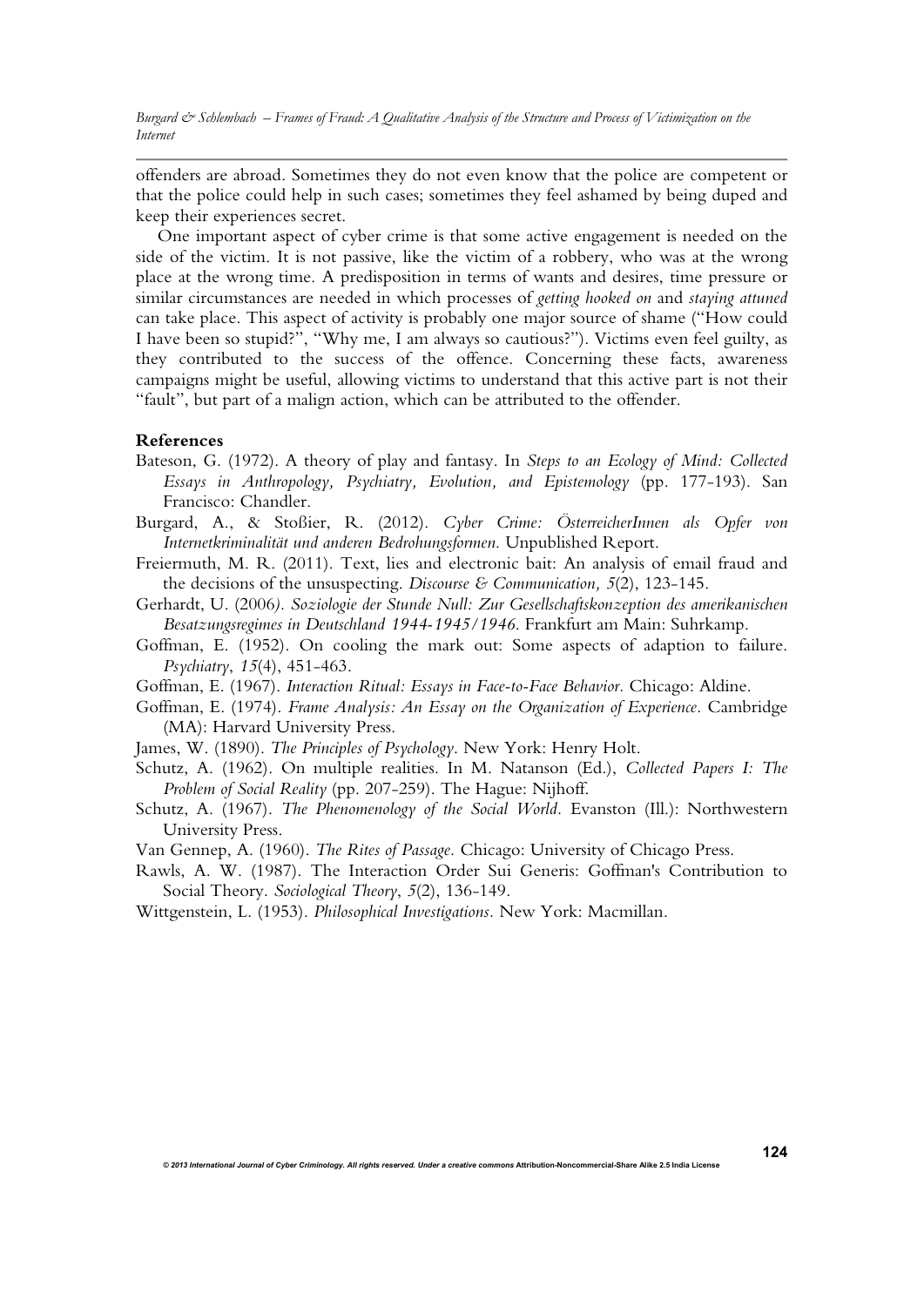offenders are abroad. Sometimes they do not even know that the police are competent or that the police could help in such cases; sometimes they feel ashamed by being duped and keep their experiences secret.

One important aspect of cyber crime is that some active engagement is needed on the side of the victim. It is not passive, like the victim of a robbery, who was at the wrong place at the wrong time. A predisposition in terms of wants and desires, time pressure or similar circumstances are needed in which processes of *getting hooked on* and *staying attuned* can take place. This aspect of activity is probably one major source of shame ("How could I have been so stupid?", "Why me, I am always so cautious?"). Victims even feel guilty, as they contributed to the success of the offence. Concerning these facts, awareness campaigns might be useful, allowing victims to understand that this active part is not their "fault", but part of a malign action, which can be attributed to the offender.

## References

Bateson, G. (1972). A theory of play and fantasy. In *Steps to an Ecology of Mind: Collected Essays in Anthropology, Psychiatry, Evolution, and Epistemology* (pp. 177-193). San Francisco: Chandler.

Burgard, A., & Stoßier, R. (2012). *Cyber Crime: ÖsterreicherInnen als Opfer von Internetkriminalität und anderen Bedrohungsformen.* Unpublished Report.

Freiermuth, M. R. (2011). Text, lies and electronic bait: An analysis of email fraud and the decisions of the unsuspecting. *Discourse & Communication, 5*(2), 123-145.

Gerhardt, U. (2006). *Soziologie der Stunde Null: Zur Gesellschaftskonzeption des amerikanischen Besatzungsregimes in Deutschland 1944-1945/1946.* Frankfurt am Main: Suhrkamp.

Goffman, E. (1952). On cooling the mark out: Some aspects of adaption to failure. *Psychiatry*, *15*(4), 451-463.

Goffman, E. (1967). *Interaction Ritual: Essays in Face-to-Face Behavior.* Chicago: Aldine.

Goffman, E. (1974). *Frame Analysis: An Essay on the Organization of Experience.* Cambridge (MA): Harvard University Press.

James, W. (1890). *The Principles of Psychology*. New York: Henry Holt.

Schutz, A. (1962). On multiple realities. In M. Natanson (Ed.), *Collected Papers I: The Problem of Social Reality* (pp. 207-259). The Hague: Nijhoff.

Schutz, A. (1967). *The Phenomenology of the Social World.* Evanston (Ill.): Northwestern University Press.

Van Gennep, A. (1960). *The Rites of Passage.* Chicago: University of Chicago Press.

Rawls, A. W. (1987). The Interaction Order Sui Generis: Goffman's Contribution to Social Theory. *Sociological Theory*, *5*(2), 136-149.

Wittgenstein, L. (1953). *Philosophical Investigations.* New York: Macmillan.